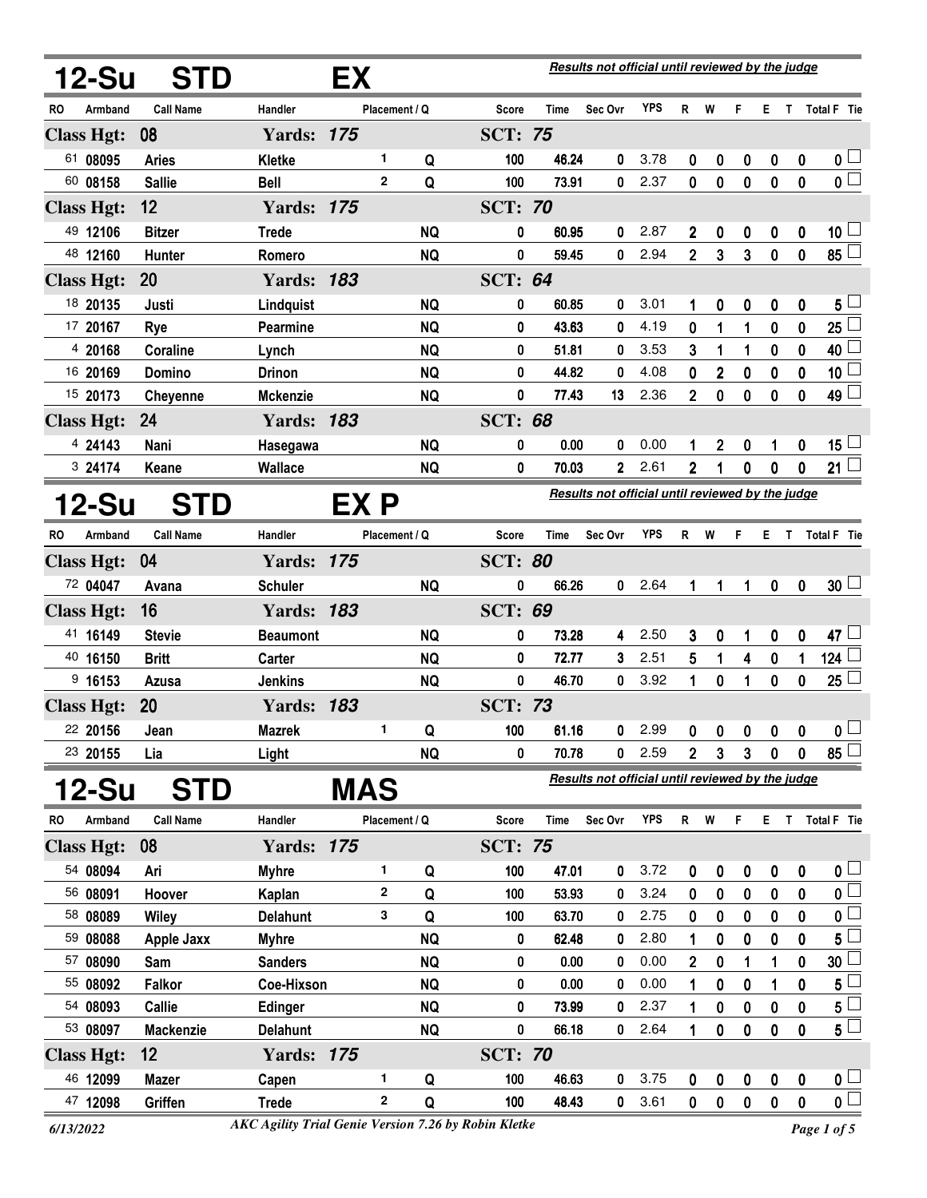## 12-Su STD EX

*Results not official until reviewed by the judge*

| RO | Armband | Call Name | Handler | Placement | Q | Score | Time | Sec Ovr | YPS | R | W | F | E | T | Total F | Tie |
|---|---|---|---|---|---|---|---|---|---|---|---|---|---|---|---|---|
| **Class Hgt: 08** | | | **Yards: 175** | | | **SCT: 75** | | | | | | | | | | |
| 61 | 08095 | Aries | Kletke | 1 | Q | 100 | 46.24 | 0 | 3.78 | 0 | 0 | 0 | 0 | 0 | 0 | |
| 60 | 08158 | Sallie | Bell | 2 | Q | 100 | 73.91 | 0 | 2.37 | 0 | 0 | 0 | 0 | 0 | 0 | |
| **Class Hgt: 12** | | | **Yards: 175** | | | **SCT: 70** | | | | | | | | | | |
| 49 | 12106 | Bitzer | Trede | | NQ | 0 | 60.95 | 0 | 2.87 | 2 | 0 | 0 | 0 | 0 | 10 | |
| 48 | 12160 | Hunter | Romero | | NQ | 0 | 59.45 | 0 | 2.94 | 2 | 3 | 3 | 0 | 0 | 85 | |
| **Class Hgt: 20** | | | **Yards: 183** | | | **SCT: 64** | | | | | | | | | | |
| 18 | 20135 | Justi | Lindquist | | NQ | 0 | 60.85 | 0 | 3.01 | 1 | 0 | 0 | 0 | 0 | 5 | |
| 17 | 20167 | Rye | Pearmine | | NQ | 0 | 43.63 | 0 | 4.19 | 0 | 1 | 1 | 0 | 0 | 25 | |
| 4 | 20168 | Coraline | Lynch | | NQ | 0 | 51.81 | 0 | 3.53 | 3 | 1 | 1 | 0 | 0 | 40 | |
| 16 | 20169 | Domino | Drinon | | NQ | 0 | 44.82 | 0 | 4.08 | 0 | 2 | 0 | 0 | 0 | 10 | |
| 15 | 20173 | Cheyenne | Mckenzie | | NQ | 0 | 77.43 | 13 | 2.36 | 2 | 0 | 0 | 0 | 0 | 49 | |
| **Class Hgt: 24** | | | **Yards: 183** | | | **SCT: 68** | | | | | | | | | | |
| 4 | 24143 | Nani | Hasegawa | | NQ | 0 | 0.00 | 0 | 0.00 | 1 | 2 | 0 | 1 | 0 | 15 | |
| 3 | 24174 | Keane | Wallace | | NQ | 0 | 70.03 | 2 | 2.61 | 2 | 1 | 0 | 0 | 0 | 21 | |

## 12-Su STD EX P

*Results not official until reviewed by the judge*

| RO | Armband | Call Name | Handler | Placement | Q | Score | Time | Sec Ovr | YPS | R | W | F | E | T | Total F | Tie |
|---|---|---|---|---|---|---|---|---|---|---|---|---|---|---|---|---|
| **Class Hgt: 04** | | | **Yards: 175** | | | **SCT: 80** | | | | | | | | | | |
| 72 | 04047 | Avana | Schuler | | NQ | 0 | 66.26 | 0 | 2.64 | 1 | 1 | 1 | 0 | 0 | 30 | |
| **Class Hgt: 16** | | | **Yards: 183** | | | **SCT: 69** | | | | | | | | | | |
| 41 | 16149 | Stevie | Beaumont | | NQ | 0 | 73.28 | 4 | 2.50 | 3 | 0 | 1 | 0 | 0 | 47 | |
| 40 | 16150 | Britt | Carter | | NQ | 0 | 72.77 | 3 | 2.51 | 5 | 1 | 4 | 0 | 1 | 124 | |
| 9 | 16153 | Azusa | Jenkins | | NQ | 0 | 46.70 | 0 | 3.92 | 1 | 0 | 1 | 0 | 0 | 25 | |
| **Class Hgt: 20** | | | **Yards: 183** | | | **SCT: 73** | | | | | | | | | | |
| 22 | 20156 | Jean | Mazrek | 1 | Q | 100 | 61.16 | 0 | 2.99 | 0 | 0 | 0 | 0 | 0 | 0 | |
| 23 | 20155 | Lia | Light | | NQ | 0 | 70.78 | 0 | 2.59 | 2 | 3 | 3 | 0 | 0 | 85 | |

## 12-Su STD MAS

*Results not official until reviewed by the judge*

| RO | Armband | Call Name | Handler | Placement | Q | Score | Time | Sec Ovr | YPS | R | W | F | E | T | Total F | Tie |
|---|---|---|---|---|---|---|---|---|---|---|---|---|---|---|---|---|
| **Class Hgt: 08** | | | **Yards: 175** | | | **SCT: 75** | | | | | | | | | | |
| 54 | 08094 | Ari | Myhre | 1 | Q | 100 | 47.01 | 0 | 3.72 | 0 | 0 | 0 | 0 | 0 | 0 | |
| 56 | 08091 | Hoover | Kaplan | 2 | Q | 100 | 53.93 | 0 | 3.24 | 0 | 0 | 0 | 0 | 0 | 0 | |
| 58 | 08089 | Wiley | Delahunt | 3 | Q | 100 | 63.70 | 0 | 2.75 | 0 | 0 | 0 | 0 | 0 | 0 | |
| 59 | 08088 | Apple Jaxx | Myhre | | NQ | 0 | 62.48 | 0 | 2.80 | 1 | 0 | 0 | 0 | 0 | 5 | |
| 57 | 08090 | Sam | Sanders | | NQ | 0 | 0.00 | 0 | 0.00 | 2 | 0 | 1 | 1 | 0 | 30 | |
| 55 | 08092 | Falkor | Coe-Hixson | | NQ | 0 | 0.00 | 0 | 0.00 | 1 | 0 | 0 | 1 | 0 | 5 | |
| 54 | 08093 | Callie | Edinger | | NQ | 0 | 73.99 | 0 | 2.37 | 1 | 0 | 0 | 0 | 0 | 5 | |
| 53 | 08097 | Mackenzie | Delahunt | | NQ | 0 | 66.18 | 0 | 2.64 | 1 | 0 | 0 | 0 | 0 | 5 | |
| **Class Hgt: 12** | | | **Yards: 175** | | | **SCT: 70** | | | | | | | | | | |
| 46 | 12099 | Mazer | Capen | 1 | Q | 100 | 46.63 | 0 | 3.75 | 0 | 0 | 0 | 0 | 0 | 0 | |
| 47 | 12098 | Griffen | Trede | 2 | Q | 100 | 48.43 | 0 | 3.61 | 0 | 0 | 0 | 0 | 0 | 0 | |

*6/13/2022* — *AKC Agility Trial Genie Version 7.26 by Robin Kletke*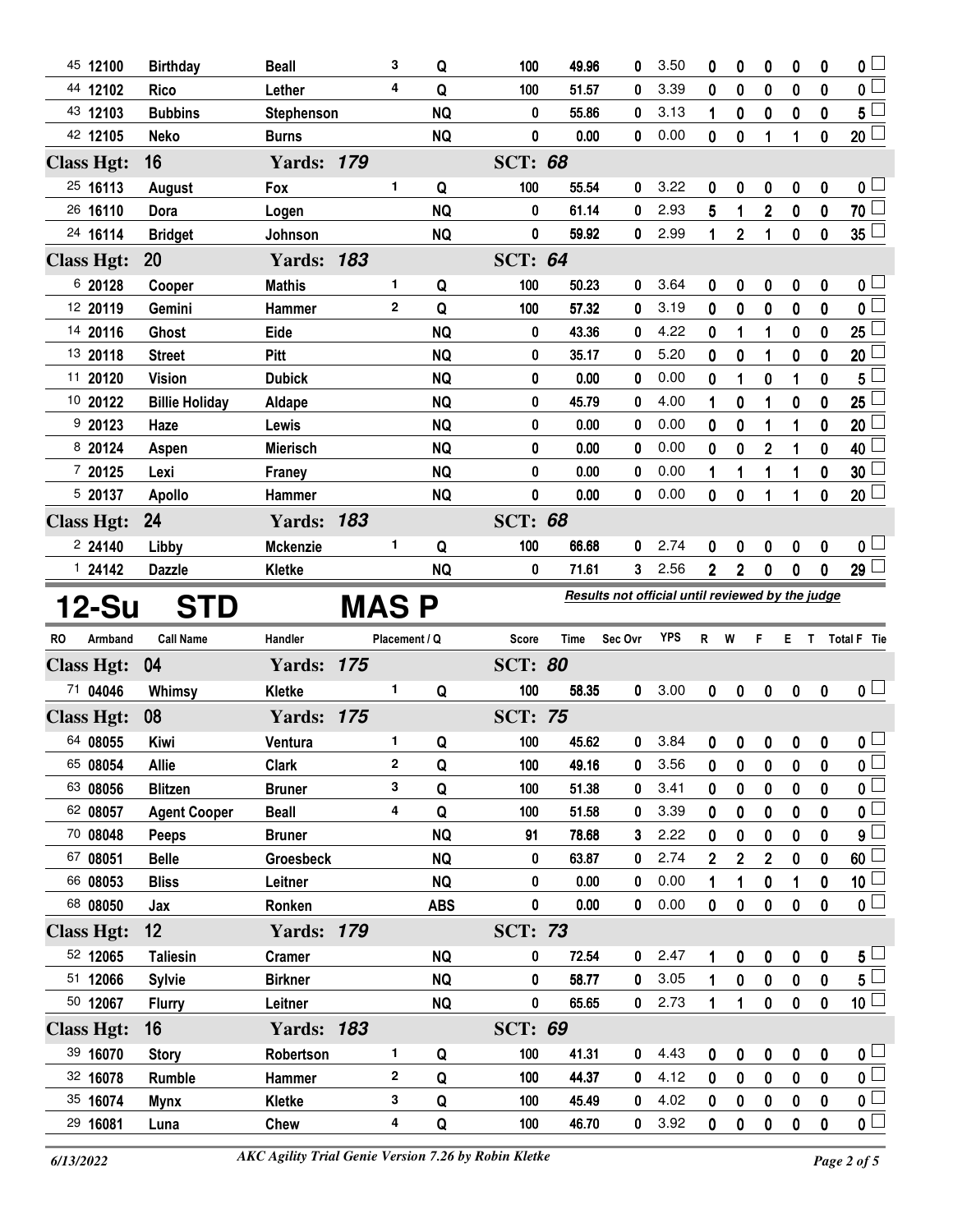| RO | Armband | Call Name | Handler | Placement | Q | Score | Time | Sec Ovr | YPS | R | W | F | E | T | Total F | Tie |
|---|---|---|---|---|---|---|---|---|---|---|---|---|---|---|---|---|
| 45 | 12100 | Birthday | Beall | 3 | Q | 100 | 49.96 | 0 | 3.50 | 0 | 0 | 0 | 0 | 0 | 0 | |
| 44 | 12102 | Rico | Lether | 4 | Q | 100 | 51.57 | 0 | 3.39 | 0 | 0 | 0 | 0 | 0 | 0 | |
| 43 | 12103 | Bubbins | Stephenson | | NQ | 0 | 55.86 | 0 | 3.13 | 1 | 0 | 0 | 0 | 0 | 5 | |
| 42 | 12105 | Neko | Burns | | NQ | 0 | 0.00 | 0 | 0.00 | 0 | 0 | 1 | 1 | 0 | 20 | |
| **Class Hgt: 16** | | | **Yards: 179** | | | **SCT: 68** | | | | | | | | | | |
| 25 | 16113 | August | Fox | 1 | Q | 100 | 55.54 | 0 | 3.22 | 0 | 0 | 0 | 0 | 0 | 0 | |
| 26 | 16110 | Dora | Logen | | NQ | 0 | 61.14 | 0 | 2.93 | 5 | 1 | 2 | 0 | 0 | 70 | |
| 24 | 16114 | Bridget | Johnson | | NQ | 0 | 59.92 | 0 | 2.99 | 1 | 2 | 1 | 0 | 0 | 35 | |
| **Class Hgt: 20** | | | **Yards: 183** | | | **SCT: 64** | | | | | | | | | | |
| 6 | 20128 | Cooper | Mathis | 1 | Q | 100 | 50.23 | 0 | 3.64 | 0 | 0 | 0 | 0 | 0 | 0 | |
| 12 | 20119 | Gemini | Hammer | 2 | Q | 100 | 57.32 | 0 | 3.19 | 0 | 0 | 0 | 0 | 0 | 0 | |
| 14 | 20116 | Ghost | Eide | | NQ | 0 | 43.36 | 0 | 4.22 | 0 | 1 | 1 | 0 | 0 | 25 | |
| 13 | 20118 | Street | Pitt | | NQ | 0 | 35.17 | 0 | 5.20 | 0 | 0 | 1 | 0 | 0 | 20 | |
| 11 | 20120 | Vision | Dubick | | NQ | 0 | 0.00 | 0 | 0.00 | 0 | 1 | 0 | 1 | 0 | 5 | |
| 10 | 20122 | Billie Holiday | Aldape | | NQ | 0 | 45.79 | 0 | 4.00 | 1 | 0 | 1 | 0 | 0 | 25 | |
| 9 | 20123 | Haze | Lewis | | NQ | 0 | 0.00 | 0 | 0.00 | 0 | 0 | 1 | 1 | 0 | 20 | |
| 8 | 20124 | Aspen | Mierisch | | NQ | 0 | 0.00 | 0 | 0.00 | 0 | 0 | 2 | 1 | 0 | 40 | |
| 7 | 20125 | Lexi | Franey | | NQ | 0 | 0.00 | 0 | 0.00 | 1 | 1 | 1 | 1 | 0 | 30 | |
| 5 | 20137 | Apollo | Hammer | | NQ | 0 | 0.00 | 0 | 0.00 | 0 | 0 | 1 | 1 | 0 | 20 | |
| **Class Hgt: 24** | | | **Yards: 183** | | | **SCT: 68** | | | | | | | | | | |
| 2 | 24140 | Libby | Mckenzie | 1 | Q | 100 | 66.68 | 0 | 2.74 | 0 | 0 | 0 | 0 | 0 | 0 | |
| 1 | 24142 | Dazzle | Kletke | | NQ | 0 | 71.61 | 3 | 2.56 | 2 | 2 | 0 | 0 | 0 | 29 | |

# 12-Su STD MAS P

*Results not official until reviewed by the judge*

| RO | Armband | Call Name | Handler | Placement | Q | Score | Time | Sec Ovr | YPS | R | W | F | E | T | Total F | Tie |
|---|---|---|---|---|---|---|---|---|---|---|---|---|---|---|---|---|
| **Class Hgt: 04** | | | **Yards: 175** | | | **SCT: 80** | | | | | | | | | | |
| 71 | 04046 | Whimsy | Kletke | 1 | Q | 100 | 58.35 | 0 | 3.00 | 0 | 0 | 0 | 0 | 0 | 0 | |
| **Class Hgt: 08** | | | **Yards: 175** | | | **SCT: 75** | | | | | | | | | | |
| 64 | 08055 | Kiwi | Ventura | 1 | Q | 100 | 45.62 | 0 | 3.84 | 0 | 0 | 0 | 0 | 0 | 0 | |
| 65 | 08054 | Allie | Clark | 2 | Q | 100 | 49.16 | 0 | 3.56 | 0 | 0 | 0 | 0 | 0 | 0 | |
| 63 | 08056 | Blitzen | Bruner | 3 | Q | 100 | 51.38 | 0 | 3.41 | 0 | 0 | 0 | 0 | 0 | 0 | |
| 62 | 08057 | Agent Cooper | Beall | 4 | Q | 100 | 51.58 | 0 | 3.39 | 0 | 0 | 0 | 0 | 0 | 0 | |
| 70 | 08048 | Peeps | Bruner | | NQ | 91 | 78.68 | 3 | 2.22 | 0 | 0 | 0 | 0 | 0 | 9 | |
| 67 | 08051 | Belle | Groesbeck | | NQ | 0 | 63.87 | 0 | 2.74 | 2 | 2 | 2 | 0 | 0 | 60 | |
| 66 | 08053 | Bliss | Leitner | | NQ | 0 | 0.00 | 0 | 0.00 | 1 | 1 | 0 | 1 | 0 | 10 | |
| 68 | 08050 | Jax | Ronken | | ABS | 0 | 0.00 | 0 | 0.00 | 0 | 0 | 0 | 0 | 0 | 0 | |
| **Class Hgt: 12** | | | **Yards: 179** | | | **SCT: 73** | | | | | | | | | | |
| 52 | 12065 | Taliesin | Cramer | | NQ | 0 | 72.54 | 0 | 2.47 | 1 | 0 | 0 | 0 | 0 | 5 | |
| 51 | 12066 | Sylvie | Birkner | | NQ | 0 | 58.77 | 0 | 3.05 | 1 | 0 | 0 | 0 | 0 | 5 | |
| 50 | 12067 | Flurry | Leitner | | NQ | 0 | 65.65 | 0 | 2.73 | 1 | 1 | 0 | 0 | 0 | 10 | |
| **Class Hgt: 16** | | | **Yards: 183** | | | **SCT: 69** | | | | | | | | | | |
| 39 | 16070 | Story | Robertson | 1 | Q | 100 | 41.31 | 0 | 4.43 | 0 | 0 | 0 | 0 | 0 | 0 | |
| 32 | 16078 | Rumble | Hammer | 2 | Q | 100 | 44.37 | 0 | 4.12 | 0 | 0 | 0 | 0 | 0 | 0 | |
| 35 | 16074 | Mynx | Kletke | 3 | Q | 100 | 45.49 | 0 | 4.02 | 0 | 0 | 0 | 0 | 0 | 0 | |
| 29 | 16081 | Luna | Chew | 4 | Q | 100 | 46.70 | 0 | 3.92 | 0 | 0 | 0 | 0 | 0 | 0 | |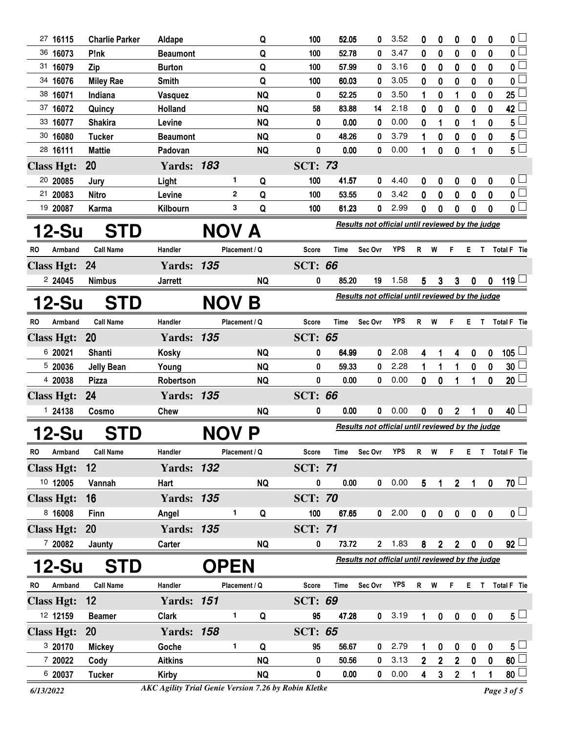| RO | Armband | Call Name | Handler | Placement | Q | Score | Time | Sec Ovr | YPS | R | W | F | E | T | Total F | Tie |
|---|---|---|---|---|---|---|---|---|---|---|---|---|---|---|---|---|
| 27 | 16115 | Charlie Parker | Aldape | | Q | 100 | 52.05 | 0 | 3.52 | 0 | 0 | 0 | 0 | 0 | 0 | ☐ |
| 36 | 16073 | P!nk | Beaumont | | Q | 100 | 52.78 | 0 | 3.47 | 0 | 0 | 0 | 0 | 0 | 0 | ☐ |
| 31 | 16079 | Zip | Burton | | Q | 100 | 57.99 | 0 | 3.16 | 0 | 0 | 0 | 0 | 0 | 0 | ☐ |
| 34 | 16076 | Miley Rae | Smith | | Q | 100 | 60.03 | 0 | 3.05 | 0 | 0 | 0 | 0 | 0 | 0 | ☐ |
| 38 | 16071 | Indiana | Vasquez | | NQ | 0 | 52.25 | 0 | 3.50 | 1 | 0 | 1 | 0 | 0 | 25 | ☐ |
| 37 | 16072 | Quincy | Holland | | NQ | 58 | 83.88 | 14 | 2.18 | 0 | 0 | 0 | 0 | 0 | 42 | ☐ |
| 33 | 16077 | Shakira | Levine | | NQ | 0 | 0.00 | 0 | 0.00 | 0 | 1 | 0 | 1 | 0 | 5 | ☐ |
| 30 | 16080 | Tucker | Beaumont | | NQ | 0 | 48.26 | 0 | 3.79 | 1 | 0 | 0 | 0 | 0 | 5 | ☐ |
| 28 | 16111 | Mattie | Padovan | | NQ | 0 | 0.00 | 0 | 0.00 | 1 | 0 | 0 | 1 | 0 | 5 | ☐ |
| **Class Hgt: 20** | | | **Yards: 183** | | | **SCT: 73** | | | | | | | | | | |
| 20 | 20085 | Jury | Light | 1 | Q | 100 | 41.57 | 0 | 4.40 | 0 | 0 | 0 | 0 | 0 | 0 | ☐ |
| 21 | 20083 | Nitro | Levine | 2 | Q | 100 | 53.55 | 0 | 3.42 | 0 | 0 | 0 | 0 | 0 | 0 | ☐ |
| 19 | 20087 | Karma | Kilbourn | 3 | Q | 100 | 61.23 | 0 | 2.99 | 0 | 0 | 0 | 0 | 0 | 0 | ☐ |

## 12-Su STD NOV A

*Results not official until reviewed by the judge*

| RO | Armband | Call Name | Handler | Placement | Q | Score | Time | Sec Ovr | YPS | R | W | F | E | T | Total F | Tie |
|---|---|---|---|---|---|---|---|---|---|---|---|---|---|---|---|---|
| **Class Hgt: 24** | | | **Yards: 135** | | | **SCT: 66** | | | | | | | | | | |
| 2 | 24045 | Nimbus | Jarrett | | NQ | 0 | 85.20 | 19 | 1.58 | 5 | 3 | 3 | 0 | 0 | 119 | ☐ |

## 12-Su STD NOV B

*Results not official until reviewed by the judge*

| RO | Armband | Call Name | Handler | Placement | Q | Score | Time | Sec Ovr | YPS | R | W | F | E | T | Total F | Tie |
|---|---|---|---|---|---|---|---|---|---|---|---|---|---|---|---|---|
| **Class Hgt: 20** | | | **Yards: 135** | | | **SCT: 65** | | | | | | | | | | |
| 6 | 20021 | Shanti | Kosky | | NQ | 0 | 64.99 | 0 | 2.08 | 4 | 1 | 4 | 0 | 0 | 105 | ☐ |
| 5 | 20036 | Jelly Bean | Young | | NQ | 0 | 59.33 | 0 | 2.28 | 1 | 1 | 1 | 0 | 0 | 30 | ☐ |
| 4 | 20038 | Pizza | Robertson | | NQ | 0 | 0.00 | 0 | 0.00 | 0 | 0 | 1 | 1 | 0 | 20 | ☐ |
| **Class Hgt: 24** | | | **Yards: 135** | | | **SCT: 66** | | | | | | | | | | |
| 1 | 24138 | Cosmo | Chew | | NQ | 0 | 0.00 | 0 | 0.00 | 0 | 0 | 2 | 1 | 0 | 40 | ☐ |

## 12-Su STD NOV P

*Results not official until reviewed by the judge*

| RO | Armband | Call Name | Handler | Placement | Q | Score | Time | Sec Ovr | YPS | R | W | F | E | T | Total F | Tie |
|---|---|---|---|---|---|---|---|---|---|---|---|---|---|---|---|---|
| **Class Hgt: 12** | | | **Yards: 132** | | | **SCT: 71** | | | | | | | | | | |
| 10 | 12005 | Vannah | Hart | | NQ | 0 | 0.00 | 0 | 0.00 | 5 | 1 | 2 | 1 | 0 | 70 | ☐ |
| **Class Hgt: 16** | | | **Yards: 135** | | | **SCT: 70** | | | | | | | | | | |
| 8 | 16008 | Finn | Angel | 1 | Q | 100 | 67.65 | 0 | 2.00 | 0 | 0 | 0 | 0 | 0 | 0 | ☐ |
| **Class Hgt: 20** | | | **Yards: 135** | | | **SCT: 71** | | | | | | | | | | |
| 7 | 20082 | Jaunty | Carter | | NQ | 0 | 73.72 | 2 | 1.83 | 8 | 2 | 2 | 0 | 0 | 92 | ☐ |

## 12-Su STD OPEN

*Results not official until reviewed by the judge*

| RO | Armband | Call Name | Handler | Placement | Q | Score | Time | Sec Ovr | YPS | R | W | F | E | T | Total F | Tie |
|---|---|---|---|---|---|---|---|---|---|---|---|---|---|---|---|---|
| **Class Hgt: 12** | | | **Yards: 151** | | | **SCT: 69** | | | | | | | | | | |
| 12 | 12159 | Beamer | Clark | 1 | Q | 95 | 47.28 | 0 | 3.19 | 1 | 0 | 0 | 0 | 0 | 5 | ☐ |
| **Class Hgt: 20** | | | **Yards: 158** | | | **SCT: 65** | | | | | | | | | | |
| 3 | 20170 | Mickey | Goche | 1 | Q | 95 | 56.67 | 0 | 2.79 | 1 | 0 | 0 | 0 | 0 | 5 | ☐ |
| 7 | 20022 | Cody | Aitkins | | NQ | 0 | 50.56 | 0 | 3.13 | 2 | 2 | 2 | 0 | 0 | 60 | ☐ |
| 6 | 20037 | Tucker | Kirby | | NQ | 0 | 0.00 | 0 | 0.00 | 4 | 3 | 2 | 1 | 1 | 80 | ☐ |

*AKC Agility Trial Genie Version 7.26 by Robin Kletke*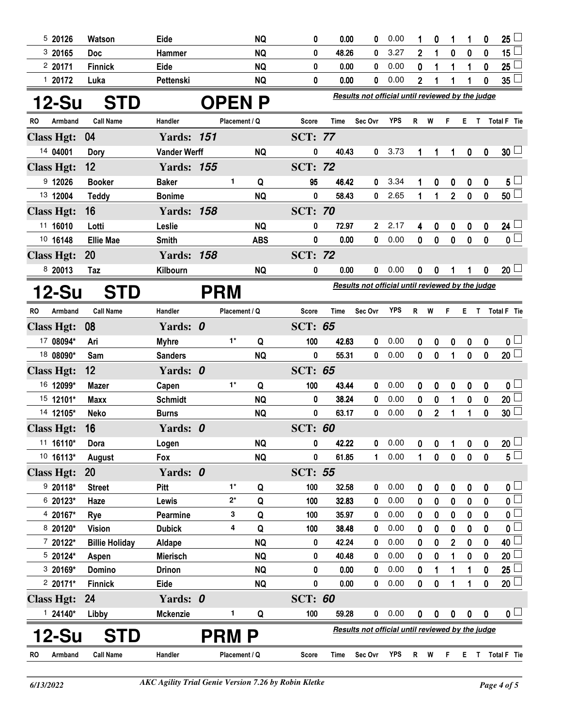| RO | Armband | Call Name | Handler | Placement / Q | | Score | Time | Sec Ovr | YPS | R | W | F | E | T | Total F | Tie |
|---|---|---|---|---|---|---|---|---|---|---|---|---|---|---|---|---|
| 5 | 20126 | Watson | Eide | | NQ | 0 | 0.00 | 0 | 0.00 | 1 | 0 | 1 | 1 | 0 | 25 | ☐ |
| 3 | 20165 | Doc | Hammer | | NQ | 0 | 48.26 | 0 | 3.27 | 2 | 1 | 0 | 0 | 0 | 15 | ☐ |
| 2 | 20171 | Finnick | Eide | | NQ | 0 | 0.00 | 0 | 0.00 | 0 | 1 | 1 | 1 | 0 | 25 | ☐ |
| 1 | 20172 | Luka | Pettenski | | NQ | 0 | 0.00 | 0 | 0.00 | 2 | 1 | 1 | 1 | 0 | 35 | ☐ |

## 12-Su STD OPEN P

*Results not official until reviewed by the judge*

| RO | Armband | Call Name | Handler | Placement / Q | | Score | Time | Sec Ovr | YPS | R | W | F | E | T | Total F | Tie |
|---|---|---|---|---|---|---|---|---|---|---|---|---|---|---|---|---|
| **Class Hgt: 04** | | | **Yards: 151** | | | **SCT: 77** | | | | | | | | | | |
| 14 | 04001 | Dory | Vander Werff | | NQ | 0 | 40.43 | 0 | 3.73 | 1 | 1 | 1 | 0 | 0 | 30 | ☐ |
| **Class Hgt: 12** | | | **Yards: 155** | | | **SCT: 72** | | | | | | | | | | |
| 9 | 12026 | Booker | Baker | 1 | Q | 95 | 46.42 | 0 | 3.34 | 1 | 0 | 0 | 0 | 0 | 5 | ☐ |
| 13 | 12004 | Teddy | Bonime | | NQ | 0 | 58.43 | 0 | 2.65 | 1 | 1 | 2 | 0 | 0 | 50 | ☐ |
| **Class Hgt: 16** | | | **Yards: 158** | | | **SCT: 70** | | | | | | | | | | |
| 11 | 16010 | Lotti | Leslie | | NQ | 0 | 72.97 | 2 | 2.17 | 4 | 0 | 0 | 0 | 0 | 24 | ☐ |
| 10 | 16148 | Ellie Mae | Smith | | ABS | 0 | 0.00 | 0 | 0.00 | 0 | 0 | 0 | 0 | 0 | 0 | ☐ |
| **Class Hgt: 20** | | | **Yards: 158** | | | **SCT: 72** | | | | | | | | | | |
| 8 | 20013 | Taz | Kilbourn | | NQ | 0 | 0.00 | 0 | 0.00 | 0 | 0 | 1 | 1 | 0 | 20 | ☐ |

## 12-Su STD PRM

*Results not official until reviewed by the judge*

| RO | Armband | Call Name | Handler | Placement / Q | | Score | Time | Sec Ovr | YPS | R | W | F | E | T | Total F | Tie |
|---|---|---|---|---|---|---|---|---|---|---|---|---|---|---|---|---|
| **Class Hgt: 08** | | | **Yards: 0** | | | **SCT: 65** | | | | | | | | | | |
| 17 | 08094* | Ari | Myhre | 1* | Q | 100 | 42.63 | 0 | 0.00 | 0 | 0 | 0 | 0 | 0 | 0 | ☐ |
| 18 | 08090* | Sam | Sanders | | NQ | 0 | 55.31 | 0 | 0.00 | 0 | 0 | 1 | 0 | 0 | 20 | ☐ |
| **Class Hgt: 12** | | | **Yards: 0** | | | **SCT: 65** | | | | | | | | | | |
| 16 | 12099* | Mazer | Capen | 1* | Q | 100 | 43.44 | 0 | 0.00 | 0 | 0 | 0 | 0 | 0 | 0 | ☐ |
| 15 | 12101* | Maxx | Schmidt | | NQ | 0 | 38.24 | 0 | 0.00 | 0 | 0 | 1 | 0 | 0 | 20 | ☐ |
| 14 | 12105* | Neko | Burns | | NQ | 0 | 63.17 | 0 | 0.00 | 0 | 2 | 1 | 1 | 0 | 30 | ☐ |
| **Class Hgt: 16** | | | **Yards: 0** | | | **SCT: 60** | | | | | | | | | | |
| 11 | 16110* | Dora | Logen | | NQ | 0 | 42.22 | 0 | 0.00 | 0 | 0 | 1 | 0 | 0 | 20 | ☐ |
| 10 | 16113* | August | Fox | | NQ | 0 | 61.85 | 1 | 0.00 | 1 | 0 | 0 | 0 | 0 | 5 | ☐ |
| **Class Hgt: 20** | | | **Yards: 0** | | | **SCT: 55** | | | | | | | | | | |
| 9 | 20118* | Street | Pitt | 1* | Q | 100 | 32.58 | 0 | 0.00 | 0 | 0 | 0 | 0 | 0 | 0 | ☐ |
| 6 | 20123* | Haze | Lewis | 2* | Q | 100 | 32.83 | 0 | 0.00 | 0 | 0 | 0 | 0 | 0 | 0 | ☐ |
| 4 | 20167* | Rye | Pearmine | 3 | Q | 100 | 35.97 | 0 | 0.00 | 0 | 0 | 0 | 0 | 0 | 0 | ☐ |
| 8 | 20120* | Vision | Dubick | 4 | Q | 100 | 38.48 | 0 | 0.00 | 0 | 0 | 0 | 0 | 0 | 0 | ☐ |
| 7 | 20122* | Billie Holiday | Aldape | | NQ | 0 | 42.24 | 0 | 0.00 | 0 | 0 | 2 | 0 | 0 | 40 | ☐ |
| 5 | 20124* | Aspen | Mierisch | | NQ | 0 | 40.48 | 0 | 0.00 | 0 | 0 | 1 | 0 | 0 | 20 | ☐ |
| 3 | 20169* | Domino | Drinon | | NQ | 0 | 0.00 | 0 | 0.00 | 0 | 1 | 1 | 1 | 0 | 25 | ☐ |
| 2 | 20171* | Finnick | Eide | | NQ | 0 | 0.00 | 0 | 0.00 | 0 | 0 | 1 | 1 | 0 | 20 | ☐ |
| **Class Hgt: 24** | | | **Yards: 0** | | | **SCT: 60** | | | | | | | | | | |
| 1 | 24140* | Libby | Mckenzie | 1 | Q | 100 | 59.28 | 0 | 0.00 | 0 | 0 | 0 | 0 | 0 | 0 | ☐ |

## 12-Su STD PRM P

*Results not official until reviewed by the judge*

| RO | Armband | Call Name | Handler | Placement / Q | | Score | Time | Sec Ovr | YPS | R | W | F | E | T | Total F | Tie |
|---|---|---|---|---|---|---|---|---|---|---|---|---|---|---|---|---|

*AKC Agility Trial Genie Version 7.26 by Robin Kletke*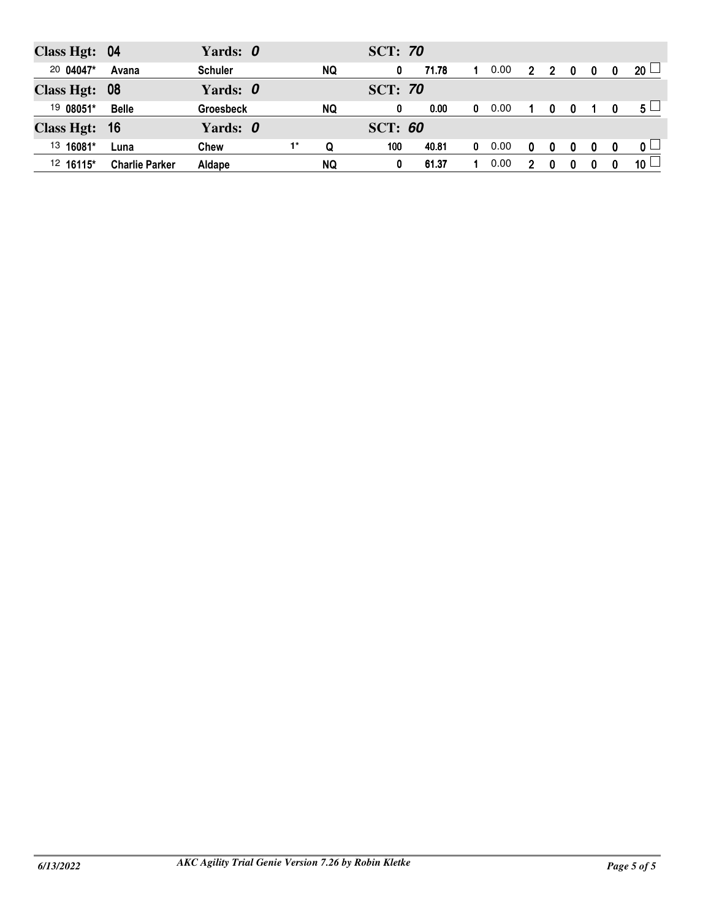| | | | | | | | | | | | | | | | |
|---|---|---|---|---|---|---|---|---|---|---|---|---|---|---|---|
| **Class Hgt: 04** | | **Yards: *0*** | | | **SCT: *70*** | | | | | | | | | | |
| 20 **04047*** | **Avana** | **Schuler** | | **NQ** | **0** | **71.78** | **1** | 0.00 | **2** | **2** | **0** | **0** | **0** | **20** | ☐ |
| **Class Hgt: 08** | | **Yards: *0*** | | | **SCT: *70*** | | | | | | | | | | |
| 19 **08051*** | **Belle** | **Groesbeck** | | **NQ** | **0** | **0.00** | **0** | 0.00 | **1** | **0** | **0** | **1** | **0** | **5** | ☐ |
| **Class Hgt: 16** | | **Yards: *0*** | | | **SCT: *60*** | | | | | | | | | | |
| 13 **16081*** | **Luna** | **Chew** | **1*** | **Q** | **100** | **40.81** | **0** | 0.00 | **0** | **0** | **0** | **0** | **0** | **0** | ☐ |
| 12 **16115*** | **Charlie Parker** | **Aldape** | | **NQ** | **0** | **61.37** | **1** | 0.00 | **2** | **0** | **0** | **0** | **0** | **10** | ☐ |

*6/13/2022* *AKC Agility Trial Genie Version 7.26 by Robin Kletke*